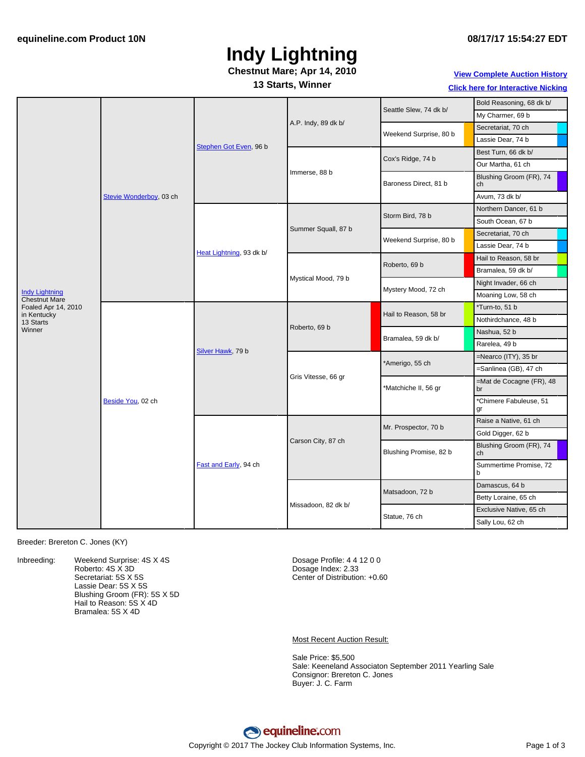equineline.com Product 10N

08/17/17 15:54:27 EDT

# Indy Lightning

**Chestnut Mare; Apr 14, 2010**

**13 Starts, Winner**

View Complete Auction History

Click here for Interactive Nicking

| Horse | Sire/Dam | Grandparents | Great-Grandparents | Gen 4 | Gen 5 |
|---|---|---|---|---|---|
| Indy Lightning, Chestnut Mare, Foaled Apr 14, 2010 in Kentucky, 13 Starts, Winner | Stevie Wonderboy, 03 ch | Stephen Got Even, 96 b | A.P. Indy, 89 dk b/ | Seattle Slew, 74 dk b/ | Bold Reasoning, 68 dk b/ |
| | | | | | My Charmer, 69 b |
| | | | | Weekend Surprise, 80 b | Secretariat, 70 ch |
| | | | | | Lassie Dear, 74 b |
| | | | Immerse, 88 b | Cox's Ridge, 74 b | Best Turn, 66 dk b/ |
| | | | | | Our Martha, 61 ch |
| | | | | Baroness Direct, 81 b | Blushing Groom (FR), 74 ch |
| | | | | | Avum, 73 dk b/ |
| | | Heat Lightning, 93 dk b/ | Summer Squall, 87 b | Storm Bird, 78 b | Northern Dancer, 61 b |
| | | | | | South Ocean, 67 b |
| | | | | Weekend Surprise, 80 b | Secretariat, 70 ch |
| | | | | | Lassie Dear, 74 b |
| | | | Mystical Mood, 79 b | Roberto, 69 b | Hail to Reason, 58 br |
| | | | | | Bramalea, 59 dk b/ |
| | | | | Mystery Mood, 72 ch | Night Invader, 66 ch |
| | | | | | Moaning Low, 58 ch |
| | Beside You, 02 ch | Silver Hawk, 79 b | Roberto, 69 b | Hail to Reason, 58 br | *Turn-to, 51 b |
| | | | | | Nothirdchance, 48 b |
| | | | | Bramalea, 59 dk b/ | Nashua, 52 b |
| | | | | | Rarelea, 49 b |
| | | | Gris Vitesse, 66 gr | *Amerigo, 55 ch | =Nearco (ITY), 35 br |
| | | | | | =Sanlinea (GB), 47 ch |
| | | | | *Matchiche II, 56 gr | =Mat de Cocagne (FR), 48 br |
| | | | | | *Chimere Fabuleuse, 51 gr |
| | | Fast and Early, 94 ch | Carson City, 87 ch | Mr. Prospector, 70 b | Raise a Native, 61 ch |
| | | | | | Gold Digger, 62 b |
| | | | | Blushing Promise, 82 b | Blushing Groom (FR), 74 ch |
| | | | | | Summertime Promise, 72 b |
| | | | Missadoon, 82 dk b/ | Matsadoon, 72 b | Damascus, 64 b |
| | | | | | Betty Loraine, 65 ch |
| | | | | Statue, 76 ch | Exclusive Native, 65 ch |
| | | | | | Sally Lou, 62 ch |

Breeder: Brereton C. Jones (KY)

Inbreeding:
- Weekend Surprise: 4S X 4S
- Roberto: 4S X 3D
- Secretariat: 5S X 5S
- Lassie Dear: 5S X 5S
- Blushing Groom (FR): 5S X 5D
- Hail to Reason: 5S X 4D
- Bramalea: 5S X 4D

Dosage Profile: 4 4 12 0 0
Dosage Index: 2.33
Center of Distribution: +0.60

Most Recent Auction Result:

Sale Price: $5,500
Sale: Keeneland Associaton September 2011 Yearling Sale
Consignor: Brereton C. Jones
Buyer: J. C. Farm

Copyright © 2017 The Jockey Club Information Systems, Inc.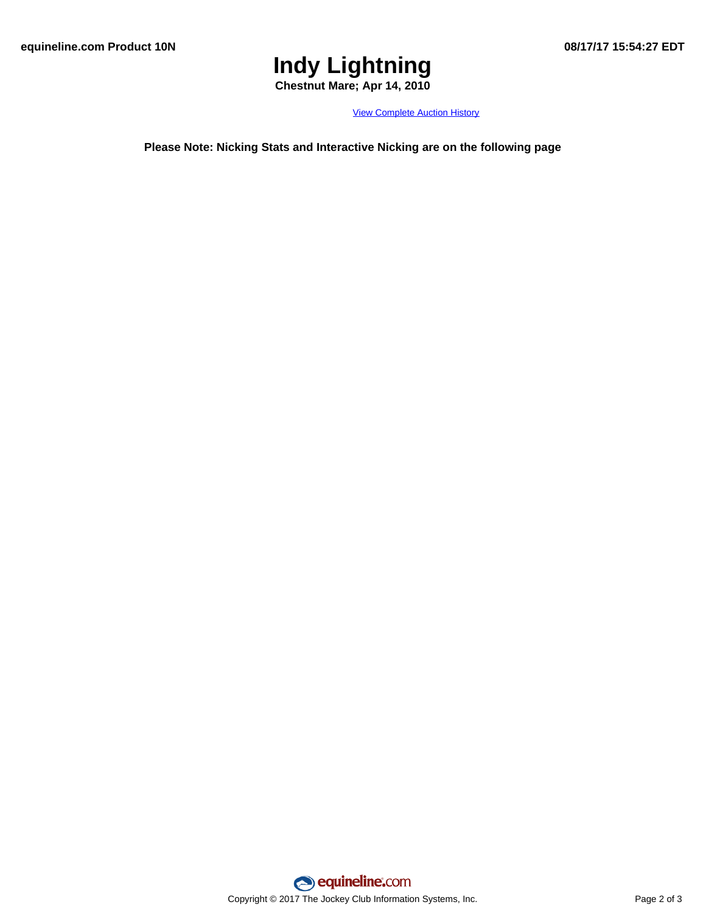# Indy Lightning

**Chestnut Mare; Apr 14, 2010**

[View Complete Auction History]

**Please Note: Nicking Stats and Interactive Nicking are on the following page**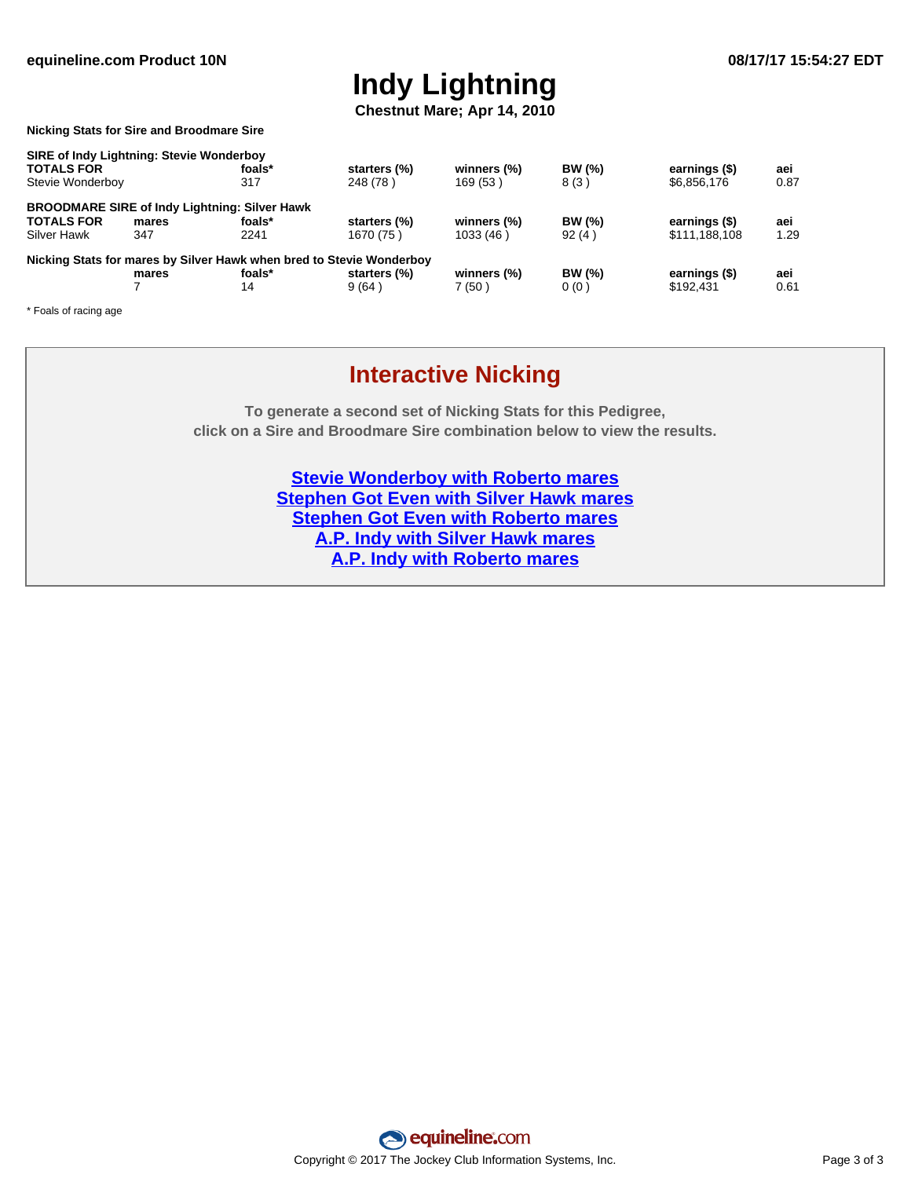# Indy Lightning

**Chestnut Mare; Apr 14, 2010**

**Nicking Stats for Sire and Broodmare Sire**

**SIRE of Indy Lightning: Stevie Wonderboy**

| TOTALS FOR | | foals* | starters (%) | winners (%) | BW (%) | earnings ($) | aei |
|---|---|---|---|---|---|---|---|
| Stevie Wonderboy | | 317 | 248 (78 ) | 169 (53 ) | 8 (3 ) | $6,856,176 | 0.87 |

**BROODMARE SIRE of Indy Lightning: Silver Hawk**

| TOTALS FOR | mares | foals* | starters (%) | winners (%) | BW (%) | earnings ($) | aei |
|---|---|---|---|---|---|---|---|
| Silver Hawk | 347 | 2241 | 1670 (75 ) | 1033 (46 ) | 92 (4 ) | $111,188,108 | 1.29 |

**Nicking Stats for mares by Silver Hawk when bred to Stevie Wonderboy**

| | mares | foals* | starters (%) | winners (%) | BW (%) | earnings ($) | aei |
|---|---|---|---|---|---|---|---|
| | 7 | 14 | 9 (64 ) | 7 (50 ) | 0 (0 ) | $192,431 | 0.61 |

\* Foals of racing age

## Interactive Nicking

**To generate a second set of Nicking Stats for this Pedigree, click on a Sire and Broodmare Sire combination below to view the results.**

**Stevie Wonderboy with Roberto mares**
**Stephen Got Even with Silver Hawk mares**
**Stephen Got Even with Roberto mares**
**A.P. Indy with Silver Hawk mares**
**A.P. Indy with Roberto mares**